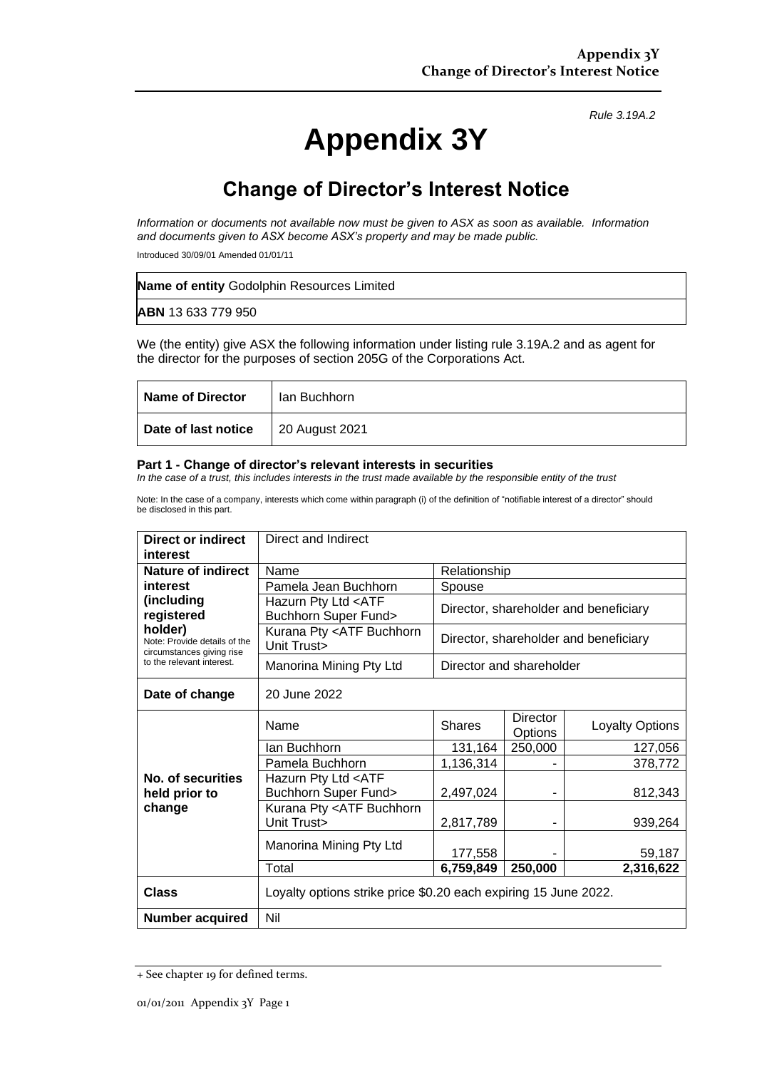*Rule 3.19A.2*

# Appendix 3Y

## Change of Director's Interest Notice

*Information or documents not available now must be given to ASX as soon as available. Information and documents given to ASX become ASX's property and may be made public.*

Introduced 30/09/01 Amended 01/01/11

| **Name of entity** Godolphin Resources Limited |
|---|
| **ABN** 13 633 779 950 |

We (the entity) give ASX the following information under listing rule 3.19A.2 and as agent for the director for the purposes of section 205G of the Corporations Act.

| **Name of Director** | Ian Buchhorn |
|---|---|
| **Date of last notice** | 20 August 2021 |

**Part 1 - Change of director's relevant interests in securities**

*In the case of a trust, this includes interests in the trust made available by the responsible entity of the trust*

Note: In the case of a company, interests which come within paragraph (i) of the definition of "notifiable interest of a director" should be disclosed in this part.

| **Direct or indirect interest** | Direct and Indirect | | | |
|---|---|---|---|---|
| **Nature of indirect interest (including registered holder)** Note: Provide details of the circumstances giving rise to the relevant interest. | Name | Relationship | | |
| | Pamela Jean Buchhorn | Spouse | | |
| | Hazurn Pty Ltd <ATF Buchhorn Super Fund> | Director, shareholder and beneficiary | | |
| | Kurana Pty <ATF Buchhorn Unit Trust> | Director, shareholder and beneficiary | | |
| | Manorina Mining Pty Ltd | Director and shareholder | | |
| **Date of change** | 20 June 2022 | | | |
| **No. of securities held prior to change** | Name | Shares | Director Options | Loyalty Options |
| | Ian Buchhorn | 131,164 | 250,000 | 127,056 |
| | Pamela Buchhorn | 1,136,314 | - | 378,772 |
| | Hazurn Pty Ltd <ATF Buchhorn Super Fund> | 2,497,024 | - | 812,343 |
| | Kurana Pty <ATF Buchhorn Unit Trust> | 2,817,789 | - | 939,264 |
| | Manorina Mining Pty Ltd | 177,558 | - | 59,187 |
| | Total | **6,759,849** | **250,000** | **2,316,622** |
| **Class** | Loyalty options strike price $0.20 each expiring 15 June 2022. | | | |
| **Number acquired** | Nil | | | |

+ See chapter 19 for defined terms.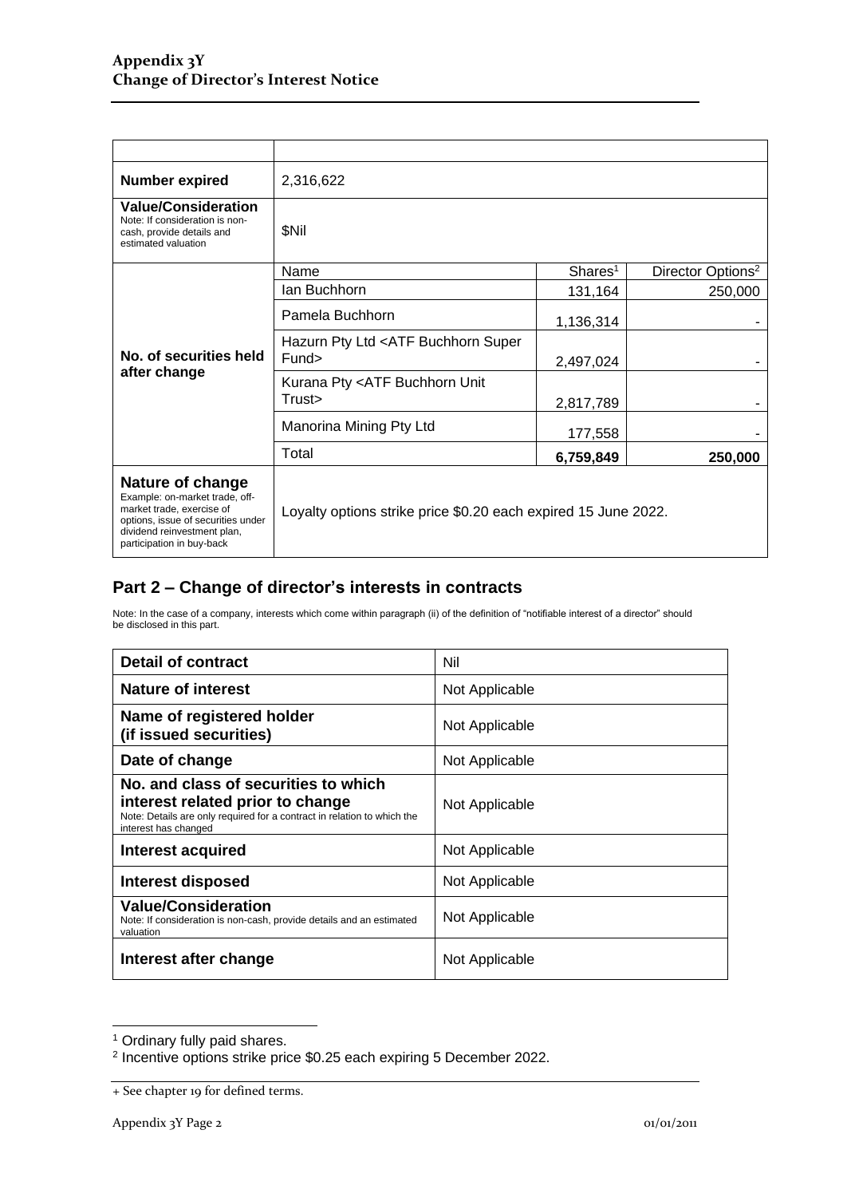| | | | |
|---|---|---|---|
| **Number expired** | 2,316,622 | | |
| **Value/Consideration** Note: If consideration is non-cash, provide details and estimated valuation | $Nil | | |
| **No. of securities held after change** | Name | Shares[1] | Director Options[2] |
| | Ian Buchhorn | 131,164 | 250,000 |
| | Pamela Buchhorn | 1,136,314 | - |
| | Hazurn Pty Ltd <ATF Buchhorn Super Fund> | 2,497,024 | - |
| | Kurana Pty <ATF Buchhorn Unit Trust> | 2,817,789 | - |
| | Manorina Mining Pty Ltd | 177,558 | - |
| | Total | **6,759,849** | **250,000** |
| **Nature of change** Example: on-market trade, off-market trade, exercise of options, issue of securities under dividend reinvestment plan, participation in buy-back | Loyalty options strike price $0.20 each expired 15 June 2022. | | |

## Part 2 – Change of director's interests in contracts

Note: In the case of a company, interests which come within paragraph (ii) of the definition of "notifiable interest of a director" should be disclosed in this part.

| | |
|---|---|
| **Detail of contract** | Nil |
| **Nature of interest** | Not Applicable |
| **Name of registered holder (if issued securities)** | Not Applicable |
| **Date of change** | Not Applicable |
| **No. and class of securities to which interest related prior to change** Note: Details are only required for a contract in relation to which the interest has changed | Not Applicable |
| **Interest acquired** | Not Applicable |
| **Interest disposed** | Not Applicable |
| **Value/Consideration** Note: If consideration is non-cash, provide details and an estimated valuation | Not Applicable |
| **Interest after change** | Not Applicable |

[1] Ordinary fully paid shares.

[2] Incentive options strike price $0.25 each expiring 5 December 2022.

+ See chapter 19 for defined terms.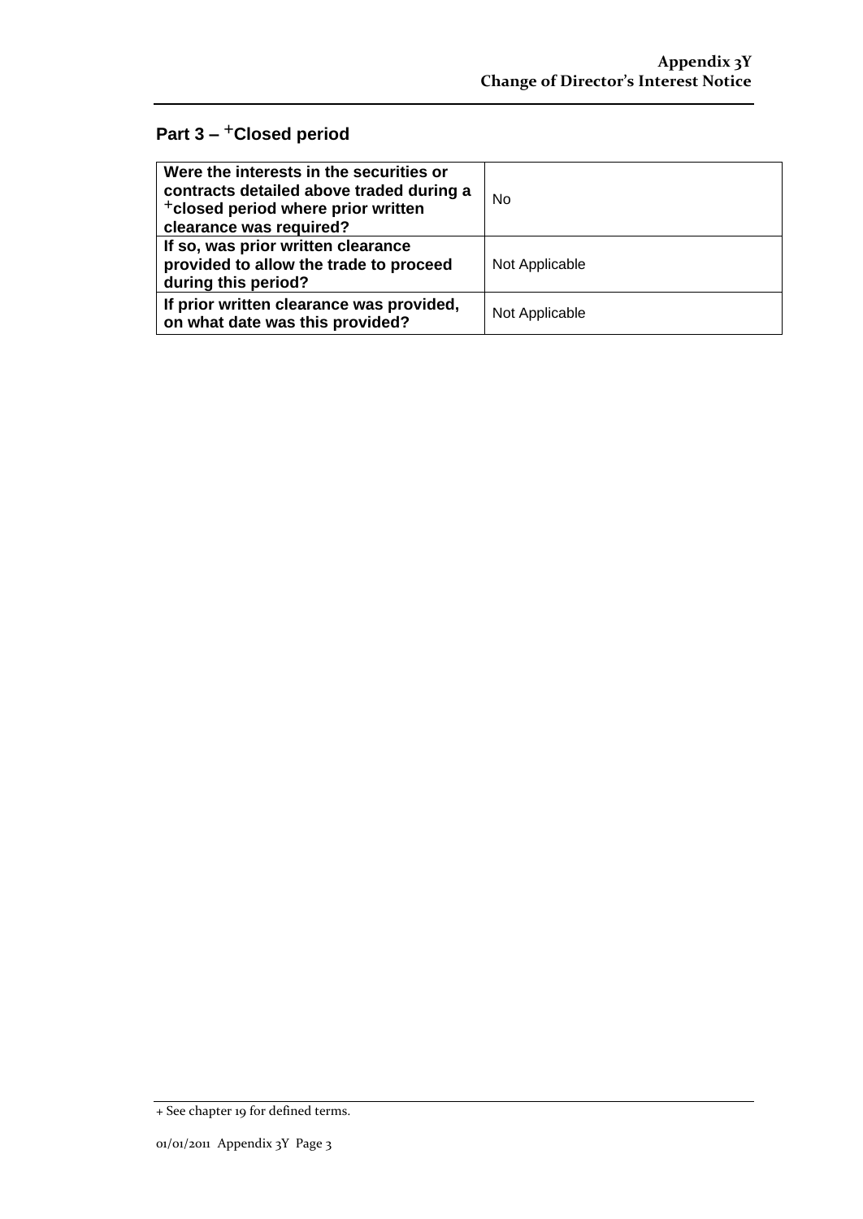## Part 3 – +Closed period

| | |
|---|---|
| **Were the interests in the securities or contracts detailed above traded during a +closed period where prior written clearance was required?** | No |
| **If so, was prior written clearance provided to allow the trade to proceed during this period?** | Not Applicable |
| **If prior written clearance was provided, on what date was this provided?** | Not Applicable |

+ See chapter 19 for defined terms.